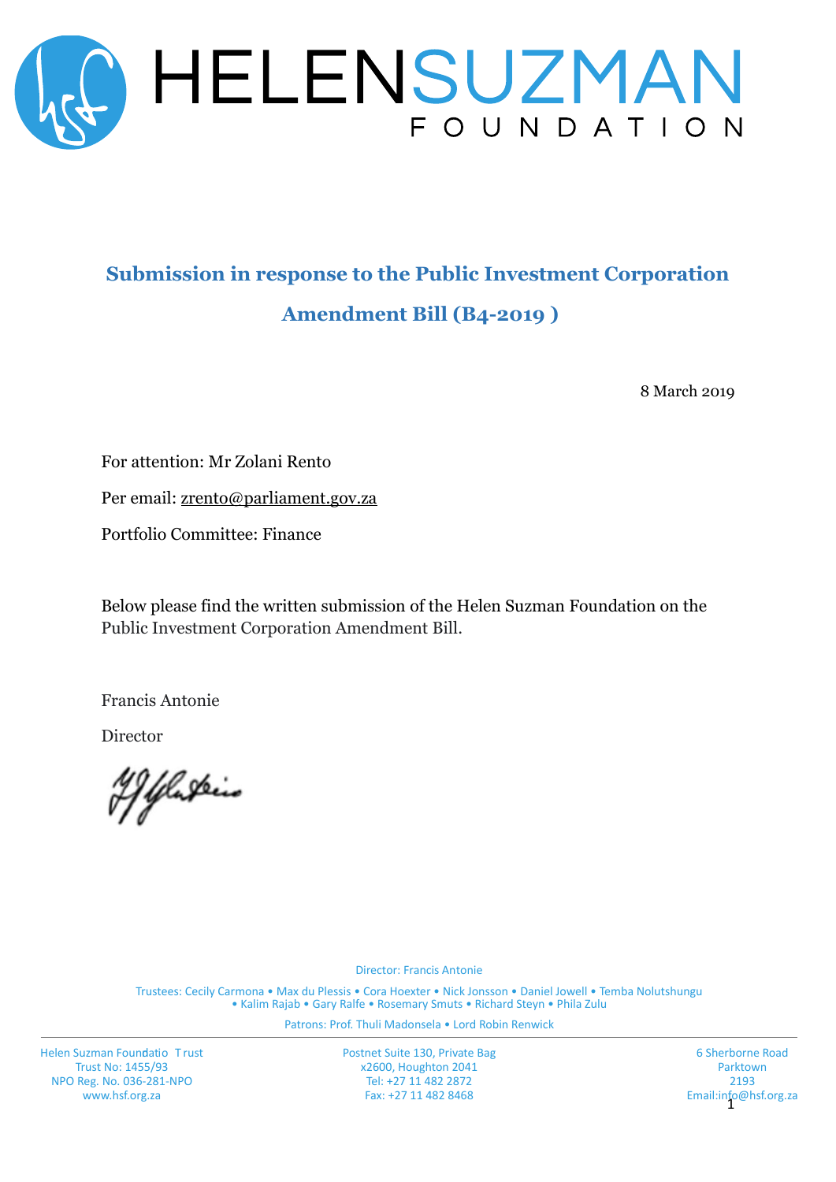# HELEN SUZMAN FOUNDATION

## Submission in response to the Public Investment Corporation Amendment Bill (B4-2019 )

8 March 2019

For attention: Mr Zolani Rento

Per email: zrento@parliament.gov.za

Portfolio Committee: Finance

Below please find the written submission of the Helen Suzman Foundation on the Public Investment Corporation Amendment Bill.

Francis Antonie

Director

Director: Francis Antonie

Trustees: Cecily Carmona • Max du Plessis • Cora Hoexter • Nick Jonsson • Daniel Jowell • Temba Nolutshungu • Kalim Rajab • Gary Ralfe • Rosemary Smuts • Richard Steyn • Phila Zulu

Patrons: Prof. Thuli Madonsela • Lord Robin Renwick

Helen Suzman Foundatio Trust
Trust No: 1455/93
NPO Reg. No. 036-281-NPO
www.hsf.org.za

Postnet Suite 130, Private Bag
x2600, Houghton 2041
Tel: +27 11 482 2872
Fax: +27 11 482 8468

6 Sherborne Road
Parktown
2193
Email:info@hsf.org.za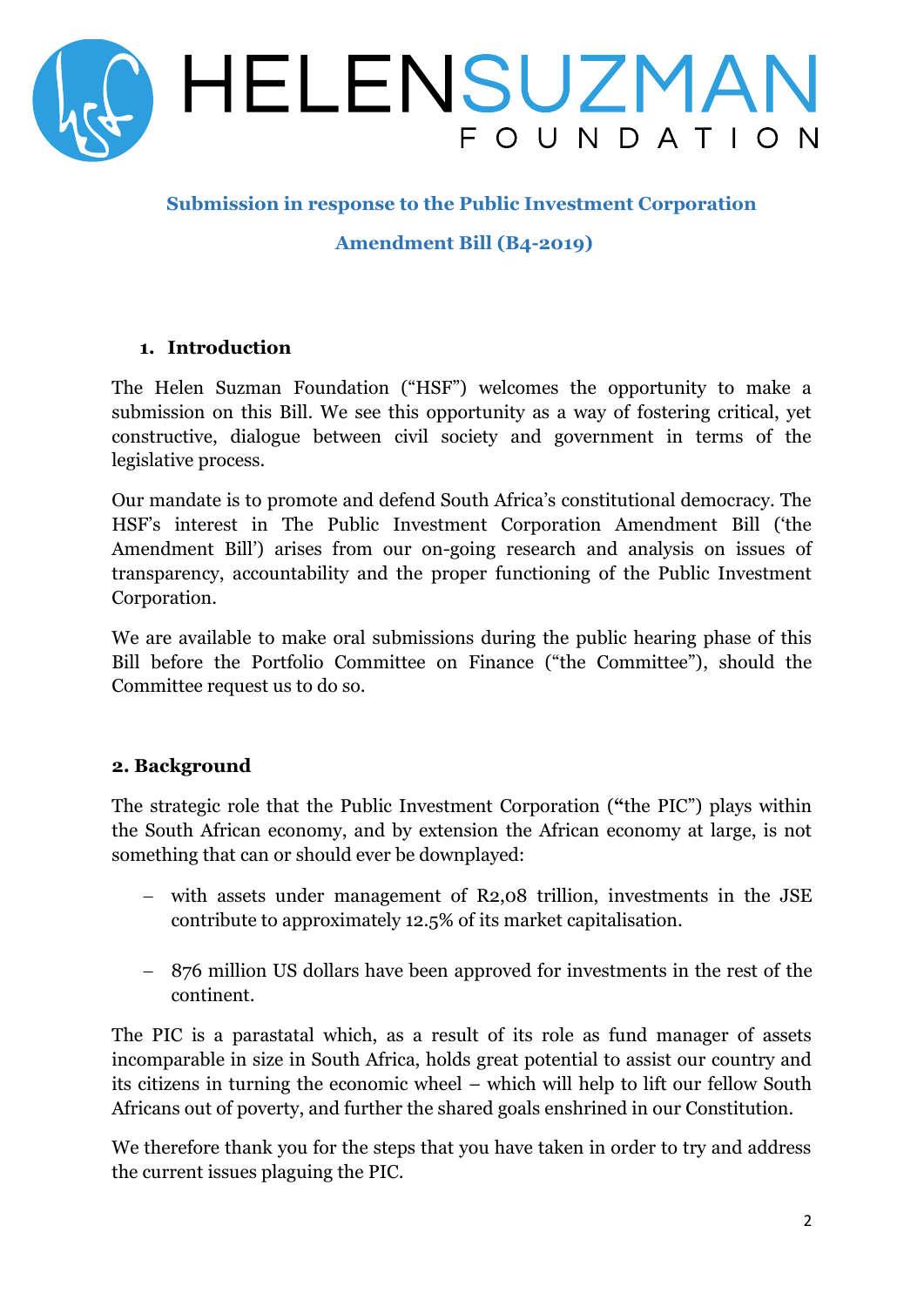HELENSUZMAN FOUNDATION

**Submission in response to the Public Investment Corporation Amendment Bill (B4-2019)**

## 1. Introduction

The Helen Suzman Foundation ("HSF") welcomes the opportunity to make a submission on this Bill. We see this opportunity as a way of fostering critical, yet constructive, dialogue between civil society and government in terms of the legislative process.

Our mandate is to promote and defend South Africa's constitutional democracy. The HSF's interest in The Public Investment Corporation Amendment Bill ('the Amendment Bill') arises from our on-going research and analysis on issues of transparency, accountability and the proper functioning of the Public Investment Corporation.

We are available to make oral submissions during the public hearing phase of this Bill before the Portfolio Committee on Finance ("the Committee"), should the Committee request us to do so.

## 2. Background

The strategic role that the Public Investment Corporation ("the PIC") plays within the South African economy, and by extension the African economy at large, is not something that can or should ever be downplayed:

- with assets under management of R2,08 trillion, investments in the JSE contribute to approximately 12.5% of its market capitalisation.
- 876 million US dollars have been approved for investments in the rest of the continent.

The PIC is a parastatal which, as a result of its role as fund manager of assets incomparable in size in South Africa, holds great potential to assist our country and its citizens in turning the economic wheel – which will help to lift our fellow South Africans out of poverty, and further the shared goals enshrined in our Constitution.

We therefore thank you for the steps that you have taken in order to try and address the current issues plaguing the PIC.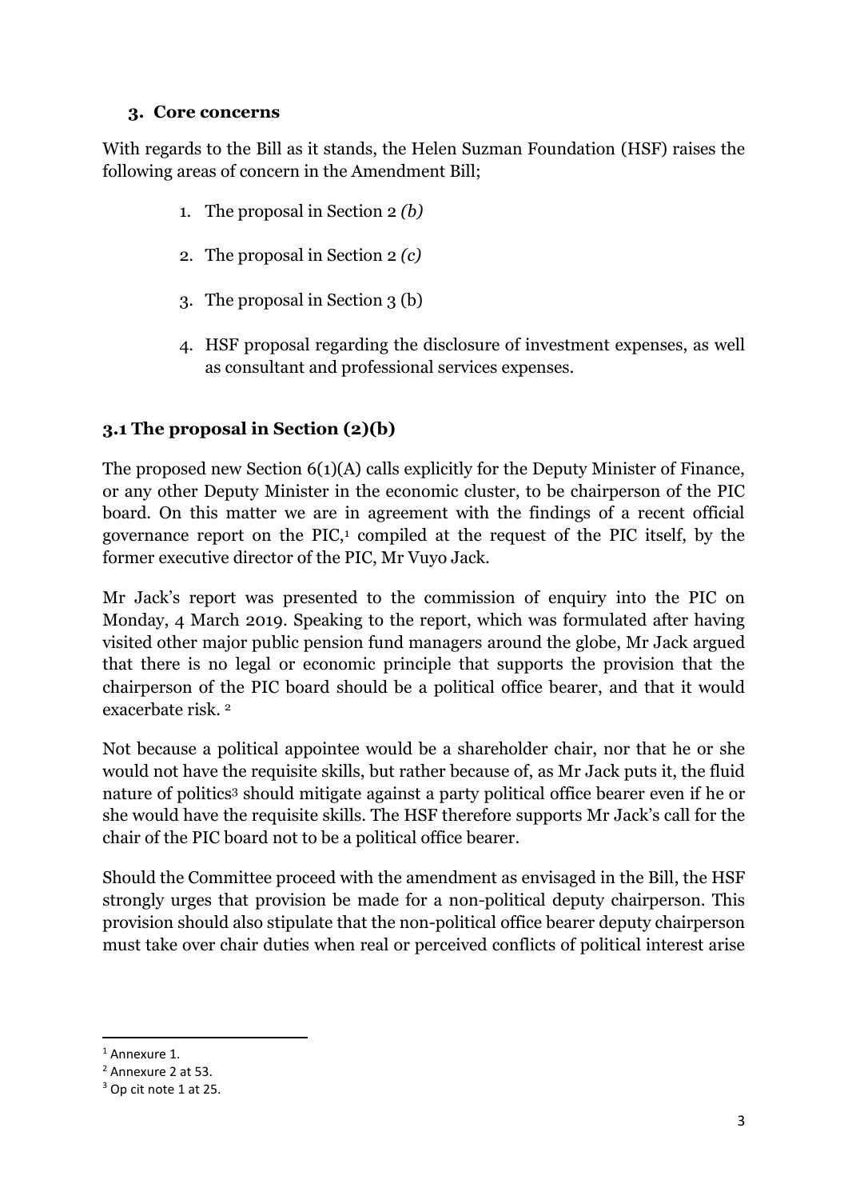### 3. Core concerns

With regards to the Bill as it stands, the Helen Suzman Foundation (HSF) raises the following areas of concern in the Amendment Bill;

1. The proposal in Section 2 *(b)*
2. The proposal in Section 2 *(c)*
3. The proposal in Section 3 (b)
4. HSF proposal regarding the disclosure of investment expenses, as well as consultant and professional services expenses.

### 3.1 The proposal in Section (2)(b)

The proposed new Section 6(1)(A) calls explicitly for the Deputy Minister of Finance, or any other Deputy Minister in the economic cluster, to be chairperson of the PIC board. On this matter we are in agreement with the findings of a recent official governance report on the PIC,[1] compiled at the request of the PIC itself, by the former executive director of the PIC, Mr Vuyo Jack.

Mr Jack's report was presented to the commission of enquiry into the PIC on Monday, 4 March 2019. Speaking to the report, which was formulated after having visited other major public pension fund managers around the globe, Mr Jack argued that there is no legal or economic principle that supports the provision that the chairperson of the PIC board should be a political office bearer, and that it would exacerbate risk. [2]

Not because a political appointee would be a shareholder chair, nor that he or she would not have the requisite skills, but rather because of, as Mr Jack puts it, the fluid nature of politics[3] should mitigate against a party political office bearer even if he or she would have the requisite skills. The HSF therefore supports Mr Jack's call for the chair of the PIC board not to be a political office bearer.

Should the Committee proceed with the amendment as envisaged in the Bill, the HSF strongly urges that provision be made for a non-political deputy chairperson. This provision should also stipulate that the non-political office bearer deputy chairperson must take over chair duties when real or perceived conflicts of political interest arise

---

[1] Annexure 1.

[2] Annexure 2 at 53.

[3] Op cit note 1 at 25.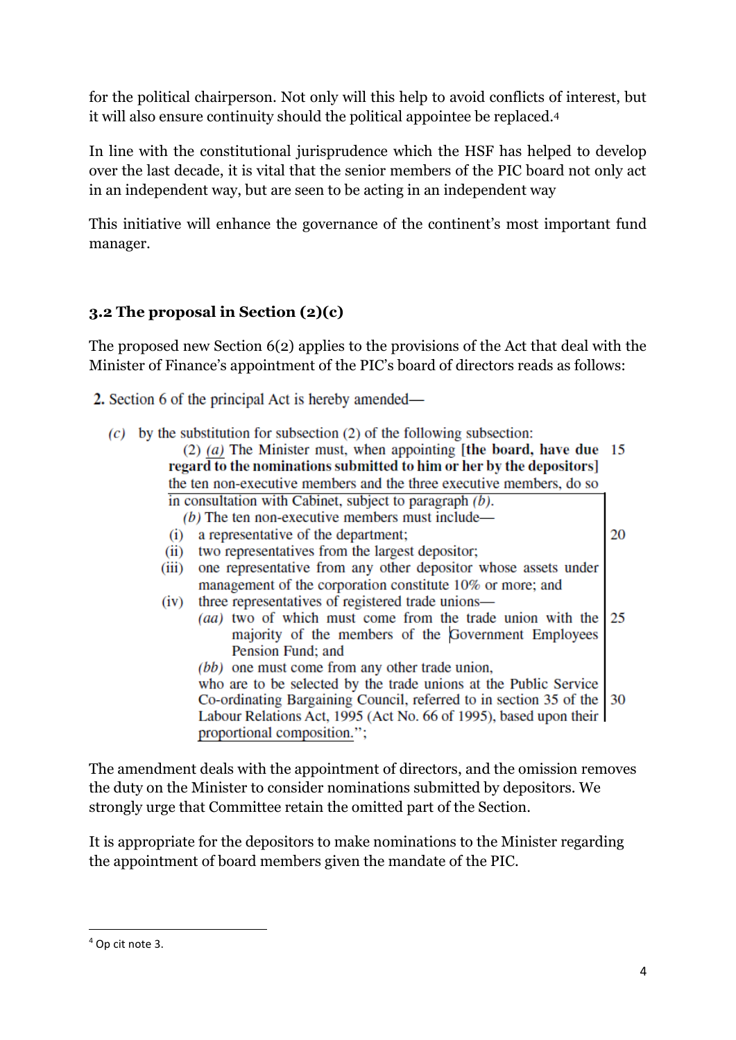for the political chairperson. Not only will this help to avoid conflicts of interest, but it will also ensure continuity should the political appointee be replaced.[4]

In line with the constitutional jurisprudence which the HSF has helped to develop over the last decade, it is vital that the senior members of the PIC board not only act in an independent way, but are seen to be acting in an independent way

This initiative will enhance the governance of the continent's most important fund manager.

### 3.2 The proposal in Section (2)(c)

The proposed new Section 6(2) applies to the provisions of the Act that deal with the Minister of Finance's appointment of the PIC's board of directors reads as follows:

**2.** Section 6 of the principal Act is hereby amended—

*(c)* by the substitution for subsection (2) of the following subsection:

(2) *(a)* The Minister must, when appointing **[the board, have due regard to the nominations submitted to him or her by the depositors]** the ten non-executive members and the three executive members, do so in consultation with Cabinet, subject to paragraph *(b)*.

*(b)* The ten non-executive members must include—

(i) a representative of the department;

(ii) two representatives from the largest depositor;

(iii) one representative from any other depositor whose assets under management of the corporation constitute 10% or more; and

(iv) three representatives of registered trade unions—

*(aa)* two of which must come from the trade union with the majority of the members of the Government Employees Pension Fund; and

*(bb)* one must come from any other trade union,

who are to be selected by the trade unions at the Public Service Co-ordinating Bargaining Council, referred to in section 35 of the Labour Relations Act, 1995 (Act No. 66 of 1995), based upon their proportional composition.";

The amendment deals with the appointment of directors, and the omission removes the duty on the Minister to consider nominations submitted by depositors. We strongly urge that Committee retain the omitted part of the Section.

It is appropriate for the depositors to make nominations to the Minister regarding the appointment of board members given the mandate of the PIC.

[4] Op cit note 3.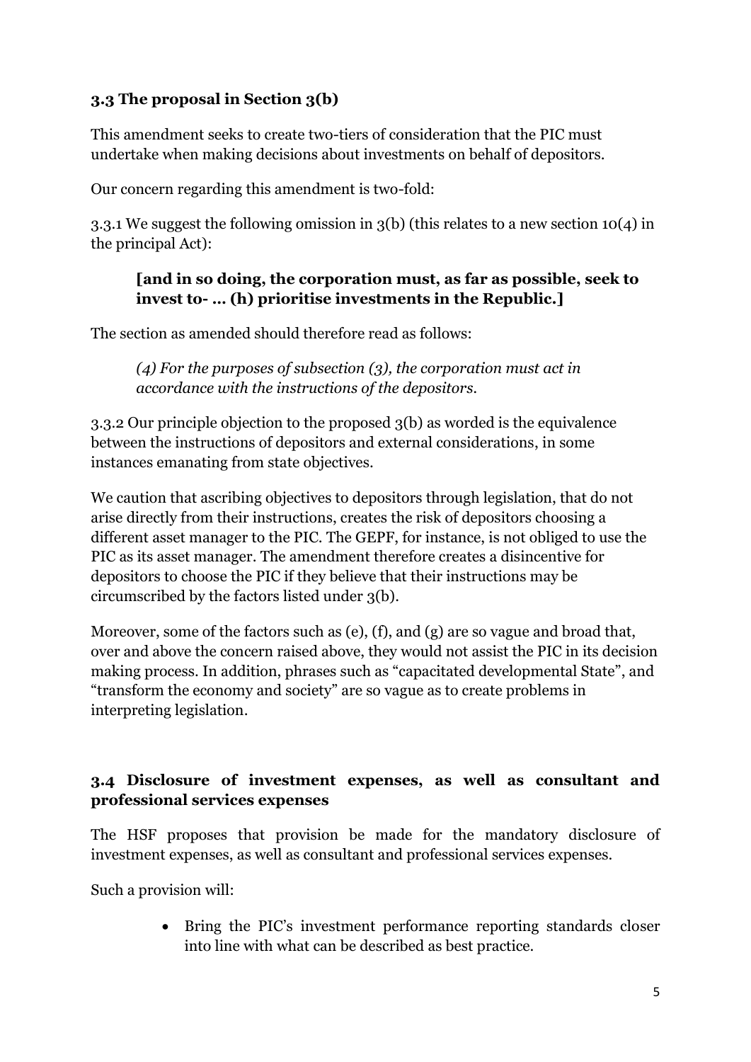### 3.3 The proposal in Section 3(b)

This amendment seeks to create two-tiers of consideration that the PIC must undertake when making decisions about investments on behalf of depositors.

Our concern regarding this amendment is two-fold:

3.3.1 We suggest the following omission in 3(b) (this relates to a new section 10(4) in the principal Act):

> **[and in so doing, the corporation must, as far as possible, seek to invest to- … (h) prioritise investments in the Republic.]**

The section as amended should therefore read as follows:

> *(4) For the purposes of subsection (3), the corporation must act in accordance with the instructions of the depositors.*

3.3.2 Our principle objection to the proposed 3(b) as worded is the equivalence between the instructions of depositors and external considerations, in some instances emanating from state objectives.

We caution that ascribing objectives to depositors through legislation, that do not arise directly from their instructions, creates the risk of depositors choosing a different asset manager to the PIC. The GEPF, for instance, is not obliged to use the PIC as its asset manager. The amendment therefore creates a disincentive for depositors to choose the PIC if they believe that their instructions may be circumscribed by the factors listed under 3(b).

Moreover, some of the factors such as (e), (f), and (g) are so vague and broad that, over and above the concern raised above, they would not assist the PIC in its decision making process. In addition, phrases such as "capacitated developmental State", and "transform the economy and society" are so vague as to create problems in interpreting legislation.

### 3.4 Disclosure of investment expenses, as well as consultant and professional services expenses

The HSF proposes that provision be made for the mandatory disclosure of investment expenses, as well as consultant and professional services expenses.

Such a provision will:

- Bring the PIC's investment performance reporting standards closer into line with what can be described as best practice.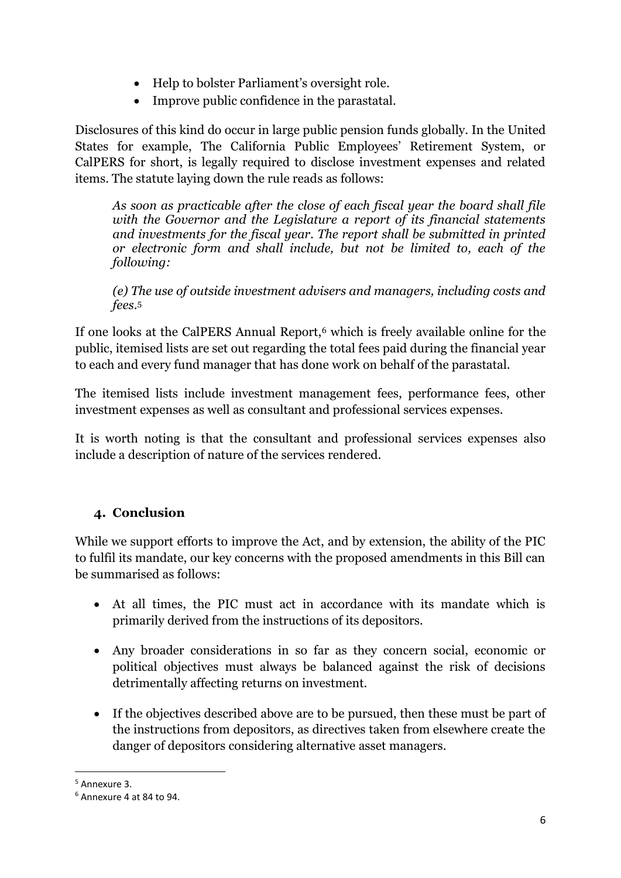- Help to bolster Parliament's oversight role.
- Improve public confidence in the parastatal.

Disclosures of this kind do occur in large public pension funds globally. In the United States for example, The California Public Employees' Retirement System, or CalPERS for short, is legally required to disclose investment expenses and related items. The statute laying down the rule reads as follows:

> *As soon as practicable after the close of each fiscal year the board shall file with the Governor and the Legislature a report of its financial statements and investments for the fiscal year. The report shall be submitted in printed or electronic form and shall include, but not be limited to, each of the following:*
>
> *(e) The use of outside investment advisers and managers, including costs and fees.*[5]

If one looks at the CalPERS Annual Report,[6] which is freely available online for the public, itemised lists are set out regarding the total fees paid during the financial year to each and every fund manager that has done work on behalf of the parastatal.

The itemised lists include investment management fees, performance fees, other investment expenses as well as consultant and professional services expenses.

It is worth noting is that the consultant and professional services expenses also include a description of nature of the services rendered.

## 4. Conclusion

While we support efforts to improve the Act, and by extension, the ability of the PIC to fulfil its mandate, our key concerns with the proposed amendments in this Bill can be summarised as follows:

- At all times, the PIC must act in accordance with its mandate which is primarily derived from the instructions of its depositors.
- Any broader considerations in so far as they concern social, economic or political objectives must always be balanced against the risk of decisions detrimentally affecting returns on investment.
- If the objectives described above are to be pursued, then these must be part of the instructions from depositors, as directives taken from elsewhere create the danger of depositors considering alternative asset managers.

---

[5] Annexure 3.

[6] Annexure 4 at 84 to 94.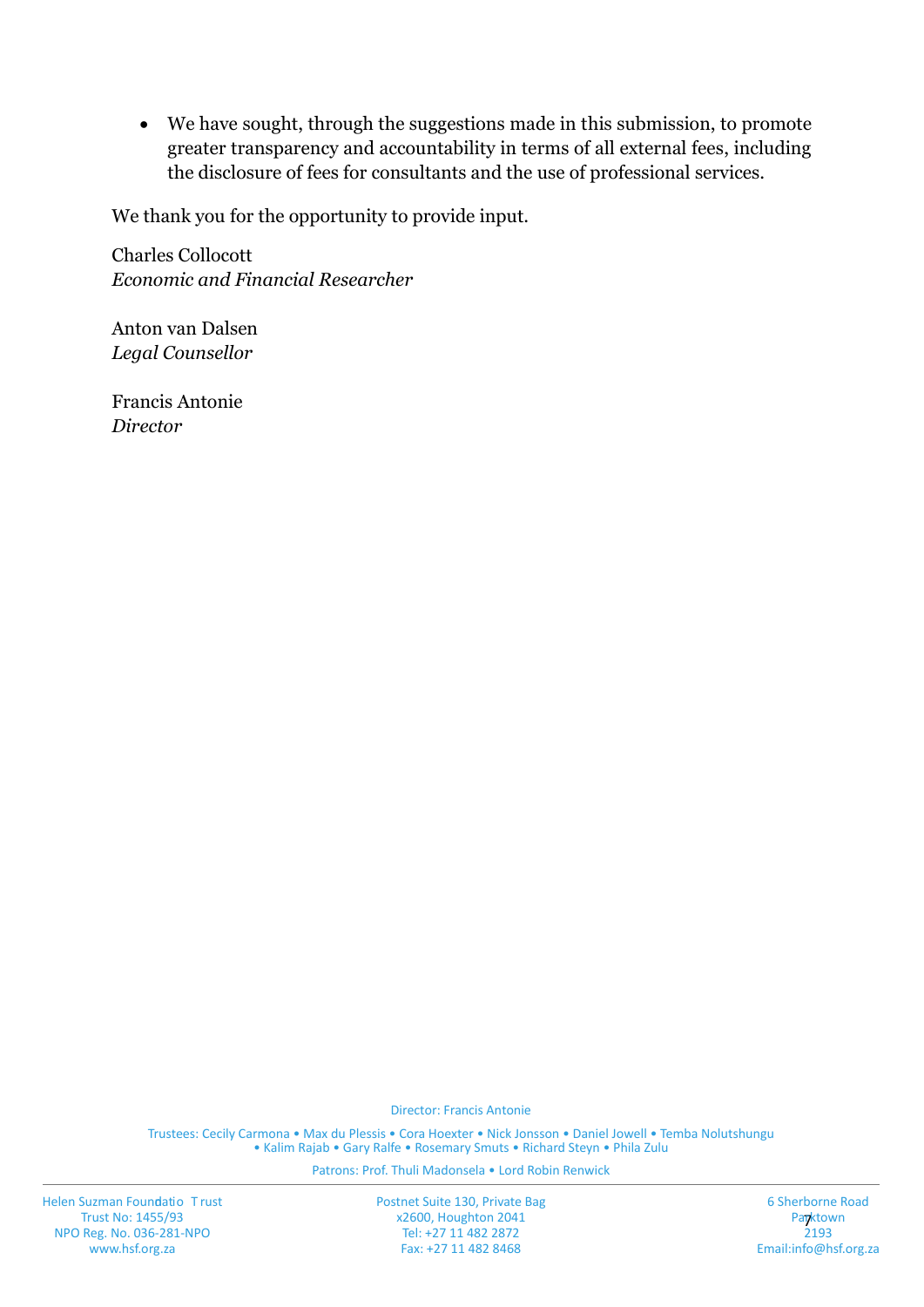- We have sought, through the suggestions made in this submission, to promote greater transparency and accountability in terms of all external fees, including the disclosure of fees for consultants and the use of professional services.

We thank you for the opportunity to provide input.

Charles Collocott
*Economic and Financial Researcher*

Anton van Dalsen
*Legal Counsellor*

Francis Antonie
*Director*

Director: Francis Antonie

Trustees: Cecily Carmona • Max du Plessis • Cora Hoexter • Nick Jonsson • Daniel Jowell • Temba Nolutshungu • Kalim Rajab • Gary Ralfe • Rosemary Smuts • Richard Steyn • Phila Zulu

Patrons: Prof. Thuli Madonsela • Lord Robin Renwick

Helen Suzman Foundation Trust
Trust No: 1455/93
NPO Reg. No. 036-281-NPO
www.hsf.org.za

Postnet Suite 130, Private Bag x2600, Houghton 2041
Tel: +27 11 482 2872
Fax: +27 11 482 8468

6 Sherborne Road
Parktown
2193
Email:info@hsf.org.za